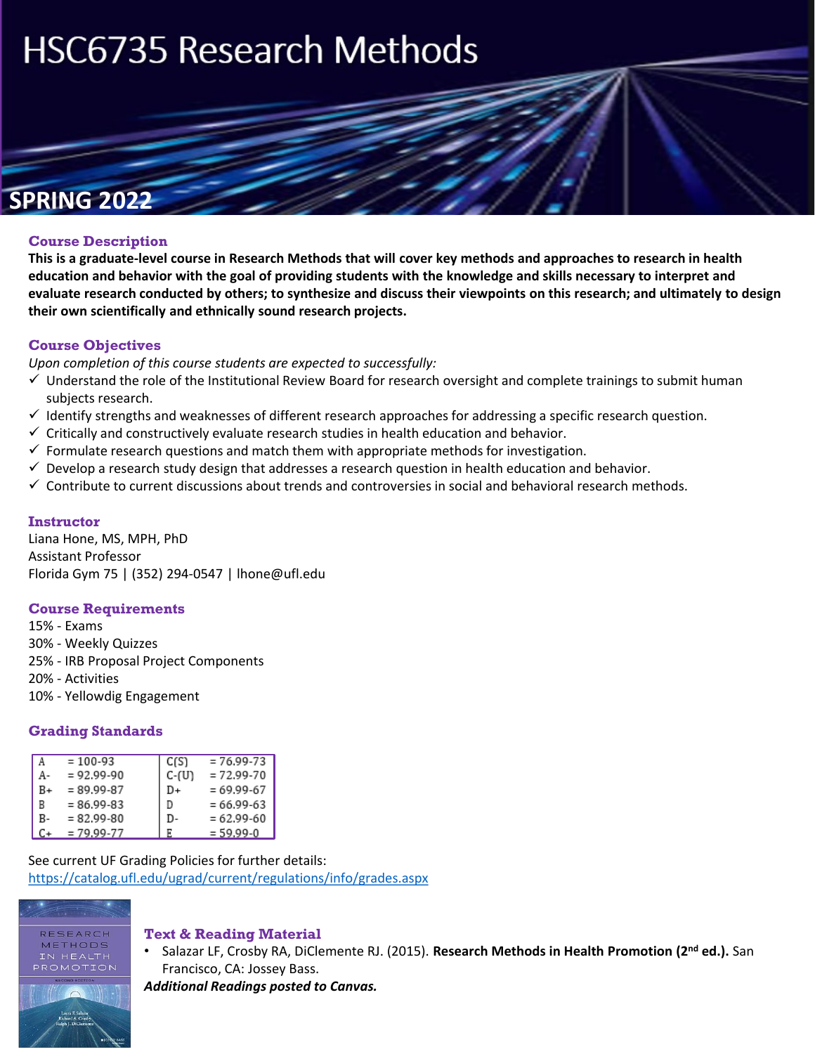# HSC6735 Research Methods

**SPRING 2022**

## Course Description

**This is a graduate-level course in Research Methods that will cover key methods and approaches to research in health education and behavior with the goal of providing students with the knowledge and skills necessary to interpret and evaluate research conducted by others; to synthesize and discuss their viewpoints on this research; and ultimately to design their own scientifically and ethnically sound research projects.**

## Course Objectives

*Upon completion of this course students are expected to successfully:*

- ✓ Understand the role of the Institutional Review Board for research oversight and complete trainings to submit human subjects research.
- ✓ Identify strengths and weaknesses of different research approaches for addressing a specific research question.
- ✓ Critically and constructively evaluate research studies in health education and behavior.
- ✓ Formulate research questions and match them with appropriate methods for investigation.
- ✓ Develop a research study design that addresses a research question in health education and behavior.
- ✓ Contribute to current discussions about trends and controversies in social and behavioral research methods.

## Instructor

Liana Hone, MS, MPH, PhD
Assistant Professor
Florida Gym 75 | (352) 294-0547 | lhone@ufl.edu

## Course Requirements

15% - Exams
30% - Weekly Quizzes
25% - IRB Proposal Project Components
20% - Activities
10% - Yellowdig Engagement

## Grading Standards

| Grade | Range | Grade | Range |
|---|---|---|---|
| A | = 100-93 | C(S) | = 76.99-73 |
| A- | = 92.99-90 | C-(U) | = 72.99-70 |
| B+ | = 89.99-87 | D+ | = 69.99-67 |
| B | = 86.99-83 | D | = 66.99-63 |
| B- | = 82.99-80 | D- | = 62.99-60 |
| C+ | = 79.99-77 | E | = 59.99-0 |

See current UF Grading Policies for further details:
https://catalog.ufl.edu/ugrad/current/regulations/info/grades.aspx

## Text & Reading Material

- Salazar LF, Crosby RA, DiClemente RJ. (2015). **Research Methods in Health Promotion (2nd ed.).** San Francisco, CA: Jossey Bass.

***Additional Readings posted to Canvas.***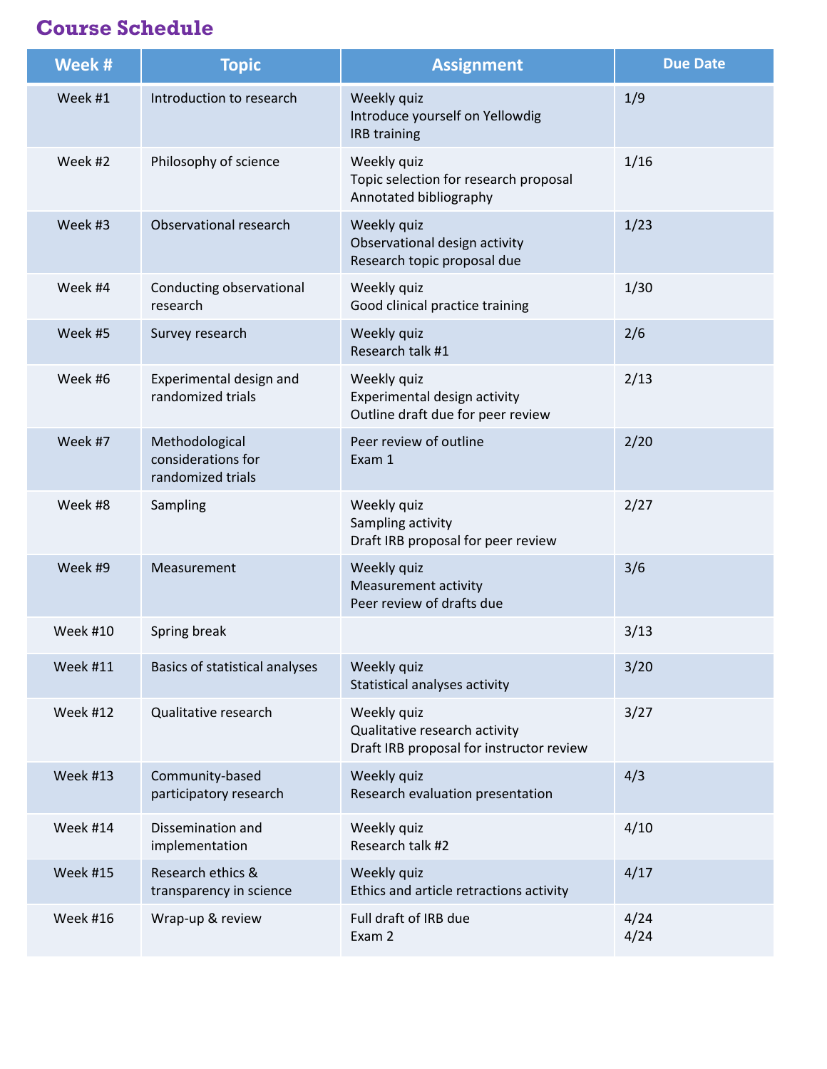## Course Schedule

| Week # | Topic | Assignment | Due Date |
|---|---|---|---|
| Week #1 | Introduction to research | Weekly quiz<br>Introduce yourself on Yellowdig<br>IRB training | 1/9 |
| Week #2 | Philosophy of science | Weekly quiz<br>Topic selection for research proposal<br>Annotated bibliography | 1/16 |
| Week #3 | Observational research | Weekly quiz<br>Observational design activity<br>Research topic proposal due | 1/23 |
| Week #4 | Conducting observational research | Weekly quiz<br>Good clinical practice training | 1/30 |
| Week #5 | Survey research | Weekly quiz<br>Research talk #1 | 2/6 |
| Week #6 | Experimental design and randomized trials | Weekly quiz<br>Experimental design activity<br>Outline draft due for peer review | 2/13 |
| Week #7 | Methodological considerations for randomized trials | Peer review of outline<br>Exam 1 | 2/20 |
| Week #8 | Sampling | Weekly quiz<br>Sampling activity<br>Draft IRB proposal for peer review | 2/27 |
| Week #9 | Measurement | Weekly quiz<br>Measurement activity<br>Peer review of drafts due | 3/6 |
| Week #10 | Spring break | | 3/13 |
| Week #11 | Basics of statistical analyses | Weekly quiz<br>Statistical analyses activity | 3/20 |
| Week #12 | Qualitative research | Weekly quiz<br>Qualitative research activity<br>Draft IRB proposal for instructor review | 3/27 |
| Week #13 | Community-based participatory research | Weekly quiz<br>Research evaluation presentation | 4/3 |
| Week #14 | Dissemination and implementation | Weekly quiz<br>Research talk #2 | 4/10 |
| Week #15 | Research ethics & transparency in science | Weekly quiz<br>Ethics and article retractions activity | 4/17 |
| Week #16 | Wrap-up & review | Full draft of IRB due<br>Exam 2 | 4/24<br>4/24 |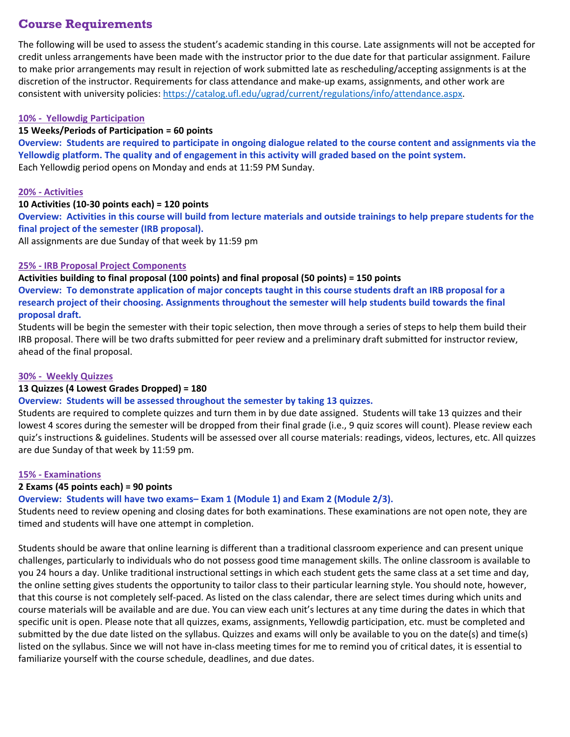## Course Requirements

The following will be used to assess the student's academic standing in this course. Late assignments will not be accepted for credit unless arrangements have been made with the instructor prior to the due date for that particular assignment. Failure to make prior arrangements may result in rejection of work submitted late as rescheduling/accepting assignments is at the discretion of the instructor. Requirements for class attendance and make-up exams, assignments, and other work are consistent with university policies: https://catalog.ufl.edu/ugrad/current/regulations/info/attendance.aspx.

### 10% - Yellowdig Participation

**15 Weeks/Periods of Participation = 60 points**

**Overview: Students are required to participate in ongoing dialogue related to the course content and assignments via the Yellowdig platform. The quality and of engagement in this activity will graded based on the point system.**

Each Yellowdig period opens on Monday and ends at 11:59 PM Sunday.

### 20% - Activities

**10 Activities (10-30 points each) = 120 points**

**Overview: Activities in this course will build from lecture materials and outside trainings to help prepare students for the final project of the semester (IRB proposal).**

All assignments are due Sunday of that week by 11:59 pm

### 25% - IRB Proposal Project Components

**Activities building to final proposal (100 points) and final proposal (50 points) = 150 points**

**Overview: To demonstrate application of major concepts taught in this course students draft an IRB proposal for a research project of their choosing. Assignments throughout the semester will help students build towards the final proposal draft.**

Students will be begin the semester with their topic selection, then move through a series of steps to help them build their IRB proposal. There will be two drafts submitted for peer review and a preliminary draft submitted for instructor review, ahead of the final proposal.

### 30% - Weekly Quizzes

**13 Quizzes (4 Lowest Grades Dropped) = 180**

**Overview: Students will be assessed throughout the semester by taking 13 quizzes.**

Students are required to complete quizzes and turn them in by due date assigned. Students will take 13 quizzes and their lowest 4 scores during the semester will be dropped from their final grade (i.e., 9 quiz scores will count). Please review each quiz's instructions & guidelines. Students will be assessed over all course materials: readings, videos, lectures, etc. All quizzes are due Sunday of that week by 11:59 pm.

### 15% - Examinations

**2 Exams (45 points each) = 90 points**

**Overview: Students will have two exams– Exam 1 (Module 1) and Exam 2 (Module 2/3).**

Students need to review opening and closing dates for both examinations. These examinations are not open note, they are timed and students will have one attempt in completion.

Students should be aware that online learning is different than a traditional classroom experience and can present unique challenges, particularly to individuals who do not possess good time management skills. The online classroom is available to you 24 hours a day. Unlike traditional instructional settings in which each student gets the same class at a set time and day, the online setting gives students the opportunity to tailor class to their particular learning style. You should note, however, that this course is not completely self-paced. As listed on the class calendar, there are select times during which units and course materials will be available and are due. You can view each unit's lectures at any time during the dates in which that specific unit is open. Please note that all quizzes, exams, assignments, Yellowdig participation, etc. must be completed and submitted by the due date listed on the syllabus. Quizzes and exams will only be available to you on the date(s) and time(s) listed on the syllabus. Since we will not have in-class meeting times for me to remind you of critical dates, it is essential to familiarize yourself with the course schedule, deadlines, and due dates.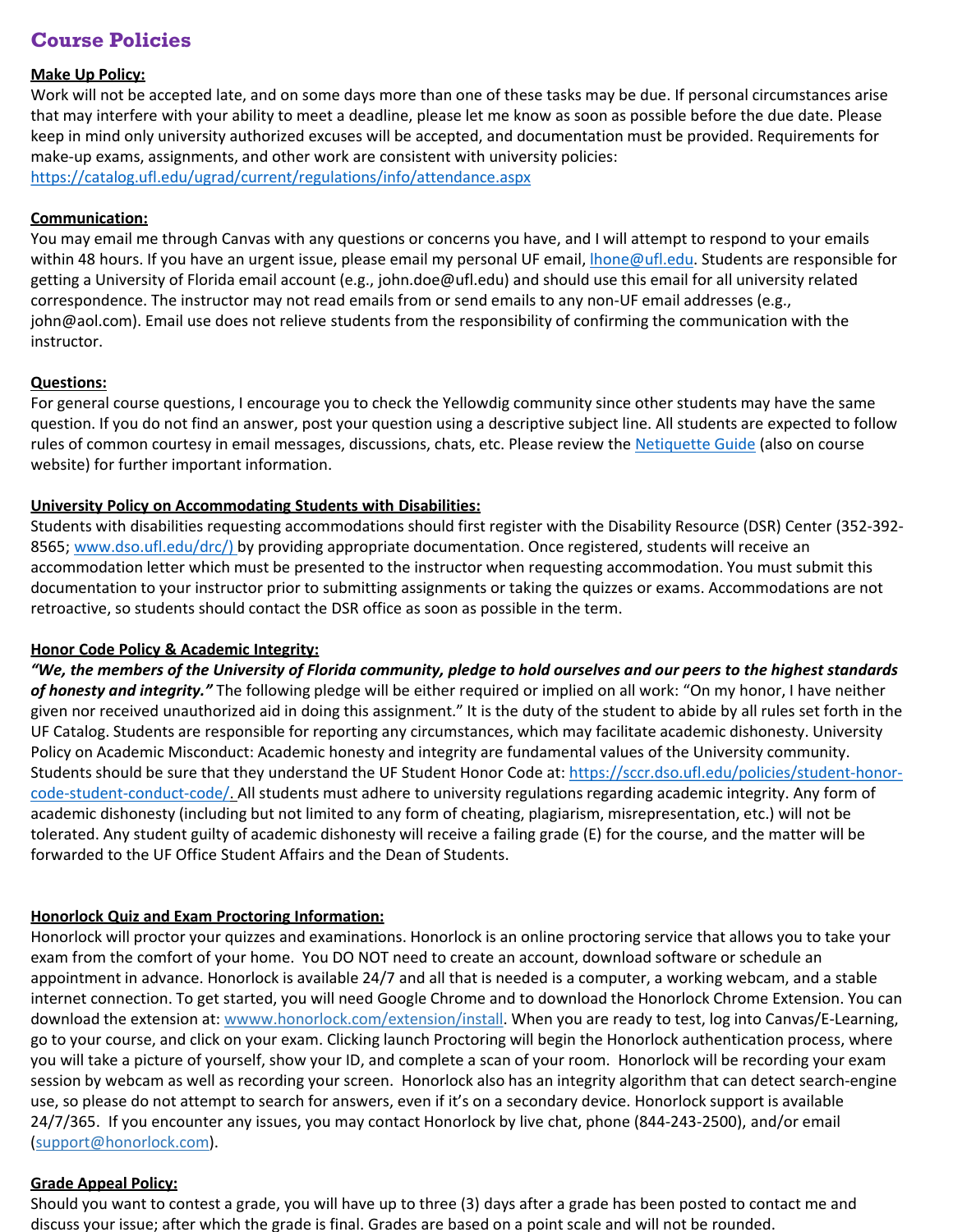## Course Policies

**Make Up Policy:**
Work will not be accepted late, and on some days more than one of these tasks may be due. If personal circumstances arise that may interfere with your ability to meet a deadline, please let me know as soon as possible before the due date. Please keep in mind only university authorized excuses will be accepted, and documentation must be provided. Requirements for make-up exams, assignments, and other work are consistent with university policies: https://catalog.ufl.edu/ugrad/current/regulations/info/attendance.aspx

**Communication:**
You may email me through Canvas with any questions or concerns you have, and I will attempt to respond to your emails within 48 hours. If you have an urgent issue, please email my personal UF email, lhone@ufl.edu. Students are responsible for getting a University of Florida email account (e.g., john.doe@ufl.edu) and should use this email for all university related correspondence. The instructor may not read emails from or send emails to any non-UF email addresses (e.g., john@aol.com). Email use does not relieve students from the responsibility of confirming the communication with the instructor.

**Questions:**
For general course questions, I encourage you to check the Yellowdig community since other students may have the same question. If you do not find an answer, post your question using a descriptive subject line. All students are expected to follow rules of common courtesy in email messages, discussions, chats, etc. Please review the Netiquette Guide (also on course website) for further important information.

**University Policy on Accommodating Students with Disabilities:**
Students with disabilities requesting accommodations should first register with the Disability Resource (DSR) Center (352-392-8565; www.dso.ufl.edu/drc/) by providing appropriate documentation. Once registered, students will receive an accommodation letter which must be presented to the instructor when requesting accommodation. You must submit this documentation to your instructor prior to submitting assignments or taking the quizzes or exams. Accommodations are not retroactive, so students should contact the DSR office as soon as possible in the term.

**Honor Code Policy & Academic Integrity:**
***"We, the members of the University of Florida community, pledge to hold ourselves and our peers to the highest standards of honesty and integrity."*** The following pledge will be either required or implied on all work: "On my honor, I have neither given nor received unauthorized aid in doing this assignment." It is the duty of the student to abide by all rules set forth in the UF Catalog. Students are responsible for reporting any circumstances, which may facilitate academic dishonesty. University Policy on Academic Misconduct: Academic honesty and integrity are fundamental values of the University community. Students should be sure that they understand the UF Student Honor Code at: https://sccr.dso.ufl.edu/policies/student-honor-code-student-conduct-code/. All students must adhere to university regulations regarding academic integrity. Any form of academic dishonesty (including but not limited to any form of cheating, plagiarism, misrepresentation, etc.) will not be tolerated. Any student guilty of academic dishonesty will receive a failing grade (E) for the course, and the matter will be forwarded to the UF Office Student Affairs and the Dean of Students.

**Honorlock Quiz and Exam Proctoring Information:**
Honorlock will proctor your quizzes and examinations. Honorlock is an online proctoring service that allows you to take your exam from the comfort of your home. You DO NOT need to create an account, download software or schedule an appointment in advance. Honorlock is available 24/7 and all that is needed is a computer, a working webcam, and a stable internet connection. To get started, you will need Google Chrome and to download the Honorlock Chrome Extension. You can download the extension at: wwww.honorlock.com/extension/install. When you are ready to test, log into Canvas/E-Learning, go to your course, and click on your exam. Clicking launch Proctoring will begin the Honorlock authentication process, where you will take a picture of yourself, show your ID, and complete a scan of your room. Honorlock will be recording your exam session by webcam as well as recording your screen. Honorlock also has an integrity algorithm that can detect search-engine use, so please do not attempt to search for answers, even if it's on a secondary device. Honorlock support is available 24/7/365. If you encounter any issues, you may contact Honorlock by live chat, phone (844-243-2500), and/or email (support@honorlock.com).

**Grade Appeal Policy:**
Should you want to contest a grade, you will have up to three (3) days after a grade has been posted to contact me and discuss your issue; after which the grade is final. Grades are based on a point scale and will not be rounded.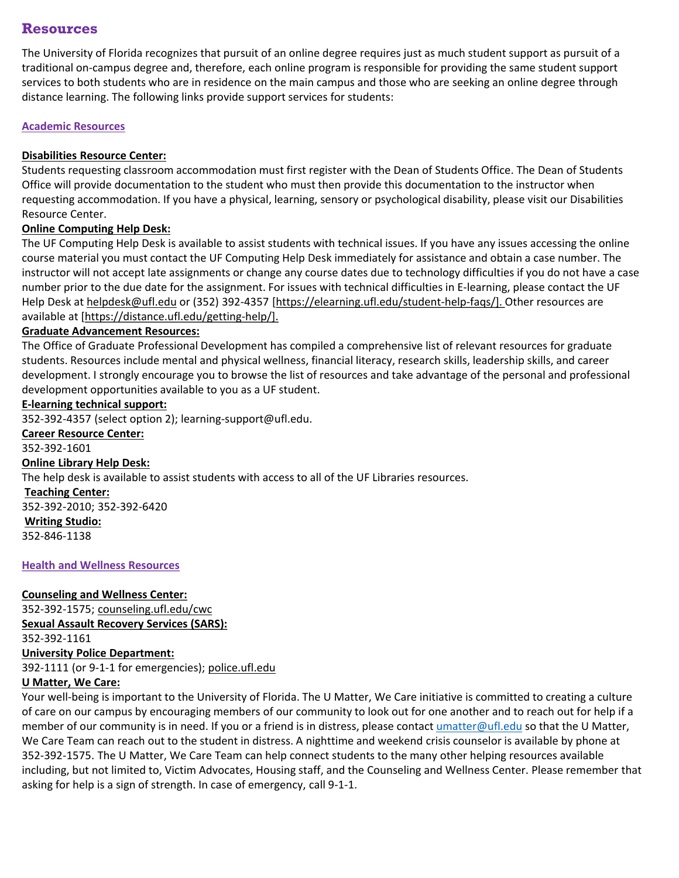## Resources

The University of Florida recognizes that pursuit of an online degree requires just as much student support as pursuit of a traditional on-campus degree and, therefore, each online program is responsible for providing the same student support services to both students who are in residence on the main campus and those who are seeking an online degree through distance learning. The following links provide support services for students:

### Academic Resources

**Disabilities Resource Center:**
Students requesting classroom accommodation must first register with the Dean of Students Office. The Dean of Students Office will provide documentation to the student who must then provide this documentation to the instructor when requesting accommodation. If you have a physical, learning, sensory or psychological disability, please visit our Disabilities Resource Center.

**Online Computing Help Desk:**
The UF Computing Help Desk is available to assist students with technical issues. If you have any issues accessing the online course material you must contact the UF Computing Help Desk immediately for assistance and obtain a case number. The instructor will not accept late assignments or change any course dates due to technology difficulties if you do not have a case number prior to the due date for the assignment. For issues with technical difficulties in E-learning, please contact the UF Help Desk at helpdesk@ufl.edu or (352) 392-4357 [https://elearning.ufl.edu/student-help-faqs/]. Other resources are available at [https://distance.ufl.edu/getting-help/].

**Graduate Advancement Resources:**
The Office of Graduate Professional Development has compiled a comprehensive list of relevant resources for graduate students. Resources include mental and physical wellness, financial literacy, research skills, leadership skills, and career development. I strongly encourage you to browse the list of resources and take advantage of the personal and professional development opportunities available to you as a UF student.

**E-learning technical support:**
352-392-4357 (select option 2); learning-support@ufl.edu.

**Career Resource Center:**
352-392-1601

**Online Library Help Desk:**
The help desk is available to assist students with access to all of the UF Libraries resources.

**Teaching Center:**
352-392-2010; 352-392-6420

**Writing Studio:**
352-846-1138

### Health and Wellness Resources

**Counseling and Wellness Center:**
352-392-1575; counseling.ufl.edu/cwc

**Sexual Assault Recovery Services (SARS):**
352-392-1161

**University Police Department:**
392-1111 (or 9-1-1 for emergencies); police.ufl.edu

**U Matter, We Care:**
Your well-being is important to the University of Florida. The U Matter, We Care initiative is committed to creating a culture of care on our campus by encouraging members of our community to look out for one another and to reach out for help if a member of our community is in need. If you or a friend is in distress, please contact umatter@ufl.edu so that the U Matter, We Care Team can reach out to the student in distress. A nighttime and weekend crisis counselor is available by phone at 352-392-1575. The U Matter, We Care Team can help connect students to the many other helping resources available including, but not limited to, Victim Advocates, Housing staff, and the Counseling and Wellness Center. Please remember that asking for help is a sign of strength. In case of emergency, call 9-1-1.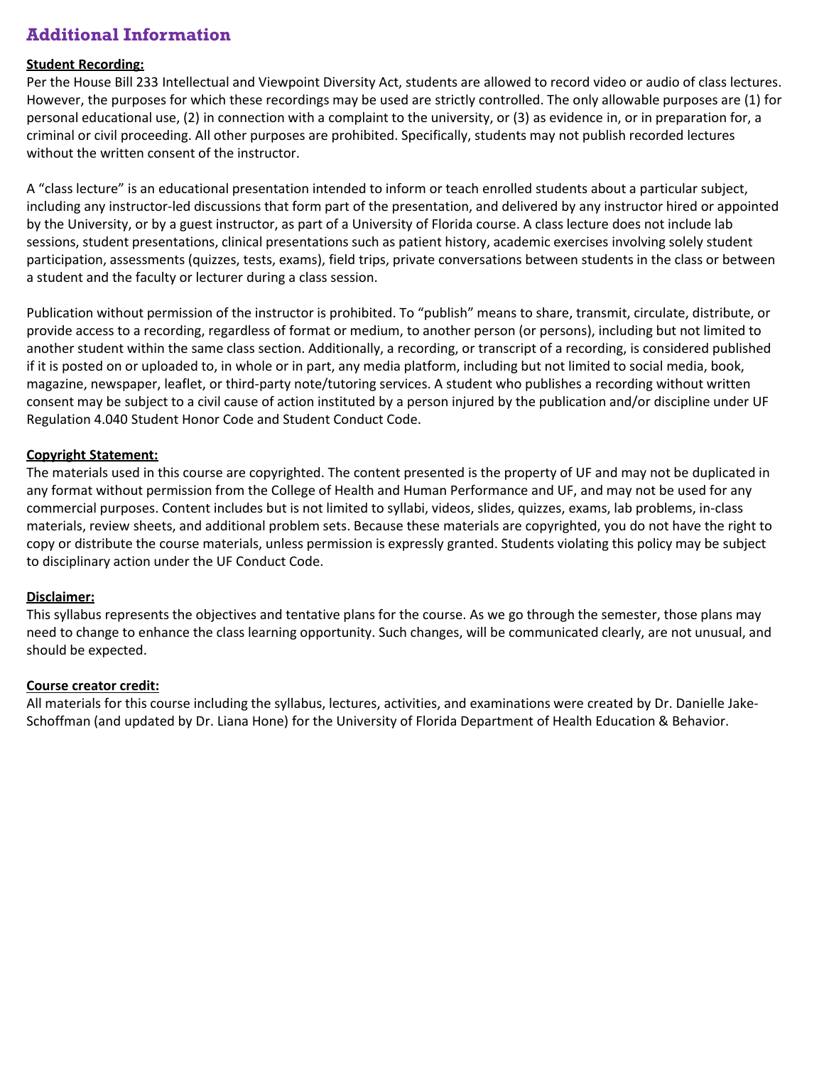## Additional Information

**Student Recording:**

Per the House Bill 233 Intellectual and Viewpoint Diversity Act, students are allowed to record video or audio of class lectures. However, the purposes for which these recordings may be used are strictly controlled. The only allowable purposes are (1) for personal educational use, (2) in connection with a complaint to the university, or (3) as evidence in, or in preparation for, a criminal or civil proceeding. All other purposes are prohibited. Specifically, students may not publish recorded lectures without the written consent of the instructor.

A "class lecture" is an educational presentation intended to inform or teach enrolled students about a particular subject, including any instructor-led discussions that form part of the presentation, and delivered by any instructor hired or appointed by the University, or by a guest instructor, as part of a University of Florida course. A class lecture does not include lab sessions, student presentations, clinical presentations such as patient history, academic exercises involving solely student participation, assessments (quizzes, tests, exams), field trips, private conversations between students in the class or between a student and the faculty or lecturer during a class session.

Publication without permission of the instructor is prohibited. To "publish" means to share, transmit, circulate, distribute, or provide access to a recording, regardless of format or medium, to another person (or persons), including but not limited to another student within the same class section. Additionally, a recording, or transcript of a recording, is considered published if it is posted on or uploaded to, in whole or in part, any media platform, including but not limited to social media, book, magazine, newspaper, leaflet, or third-party note/tutoring services. A student who publishes a recording without written consent may be subject to a civil cause of action instituted by a person injured by the publication and/or discipline under UF Regulation 4.040 Student Honor Code and Student Conduct Code.

**Copyright Statement:**

The materials used in this course are copyrighted. The content presented is the property of UF and may not be duplicated in any format without permission from the College of Health and Human Performance and UF, and may not be used for any commercial purposes. Content includes but is not limited to syllabi, videos, slides, quizzes, exams, lab problems, in-class materials, review sheets, and additional problem sets. Because these materials are copyrighted, you do not have the right to copy or distribute the course materials, unless permission is expressly granted. Students violating this policy may be subject to disciplinary action under the UF Conduct Code.

**Disclaimer:**

This syllabus represents the objectives and tentative plans for the course. As we go through the semester, those plans may need to change to enhance the class learning opportunity. Such changes, will be communicated clearly, are not unusual, and should be expected.

**Course creator credit:**

All materials for this course including the syllabus, lectures, activities, and examinations were created by Dr. Danielle Jake-Schoffman (and updated by Dr. Liana Hone) for the University of Florida Department of Health Education & Behavior.